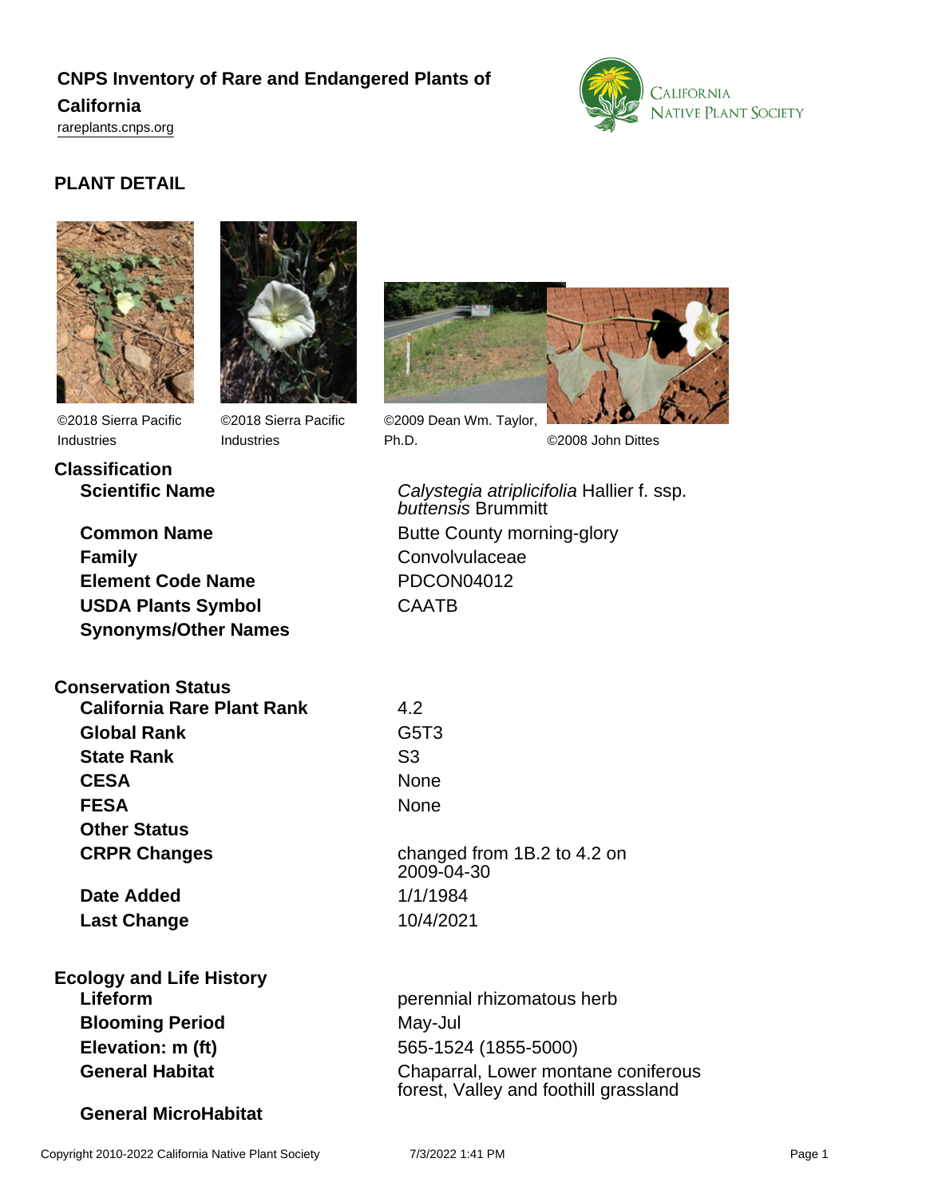# CNPS Inventory of Rare and Endangered Plants of California

rareplants.cnps.org

## PLANT DETAIL

©2018 Sierra Pacific Industries

©2018 Sierra Pacific Industries

©2009 Dean Wm. Taylor, Ph.D.

©2008 John Dittes

### Classification

| | |
|---|---|
| **Scientific Name** | *Calystegia atriplicifolia* Hallier f. ssp. *buttensis* Brummitt |
| **Common Name** | Butte County morning-glory |
| **Family** | Convolvulaceae |
| **Element Code Name** | PDCON04012 |
| **USDA Plants Symbol** | CAATB |
| **Synonyms/Other Names** | |

### Conservation Status

| | |
|---|---|
| **California Rare Plant Rank** | 4.2 |
| **Global Rank** | G5T3 |
| **State Rank** | S3 |
| **CESA** | None |
| **FESA** | None |
| **Other Status** | |
| **CRPR Changes** | changed from 1B.2 to 4.2 on 2009-04-30 |
| **Date Added** | 1/1/1984 |
| **Last Change** | 10/4/2021 |

### Ecology and Life History

| | |
|---|---|
| **Lifeform** | perennial rhizomatous herb |
| **Blooming Period** | May-Jul |
| **Elevation: m (ft)** | 565-1524 (1855-5000) |
| **General Habitat** | Chaparral, Lower montane coniferous forest, Valley and foothill grassland |
| **General MicroHabitat** | |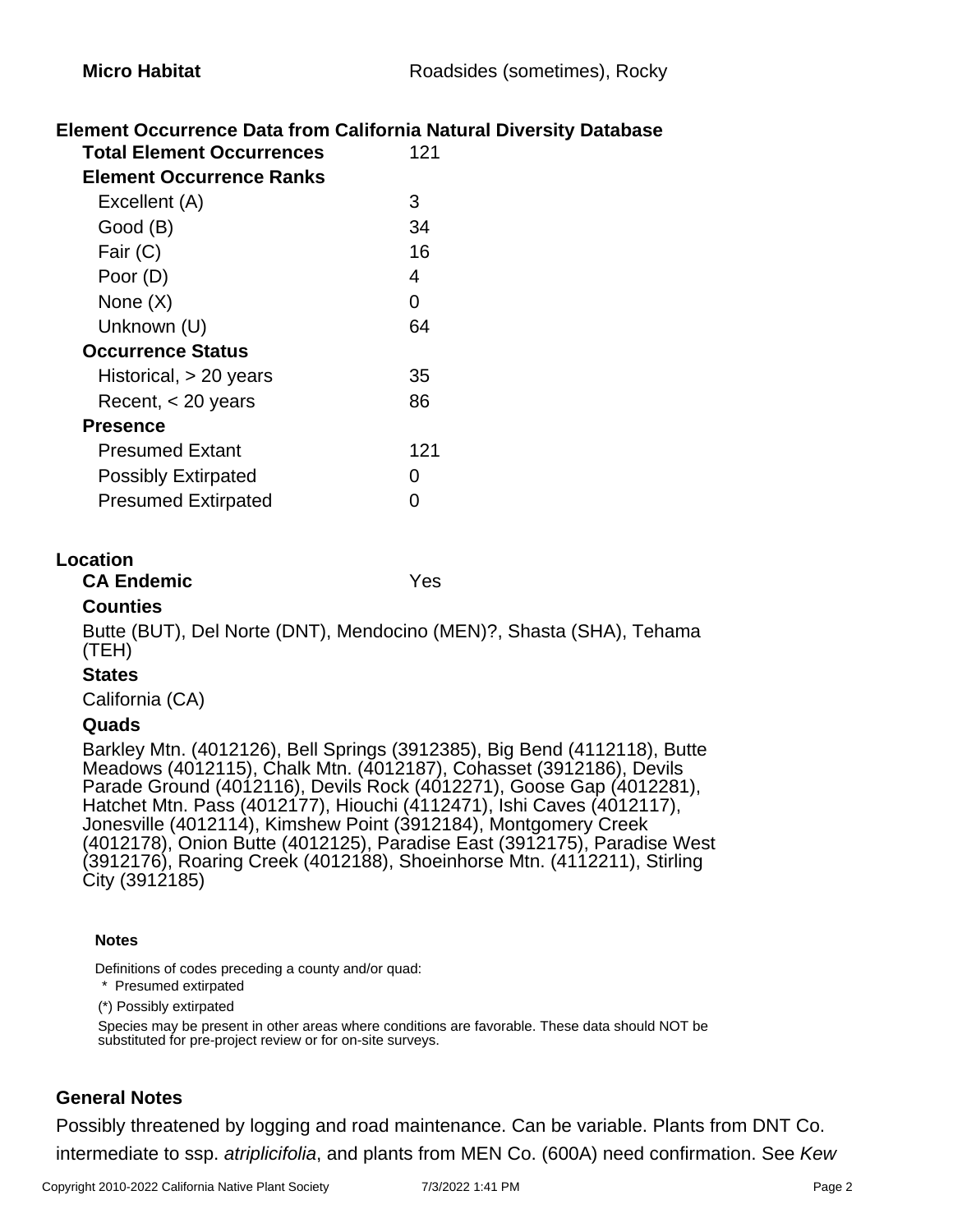| | |
|---|---|
| **Micro Habitat** | Roadsides (sometimes), Rocky |

## Element Occurrence Data from California Natural Diversity Database

| | |
|---|---|
| **Total Element Occurrences** | 121 |
| **Element Occurrence Ranks** | |
| Excellent (A) | 3 |
| Good (B) | 34 |
| Fair (C) | 16 |
| Poor (D) | 4 |
| None (X) | 0 |
| Unknown (U) | 64 |
| **Occurrence Status** | |
| Historical, > 20 years | 35 |
| Recent, < 20 years | 86 |
| **Presence** | |
| Presumed Extant | 121 |
| Possibly Extirpated | 0 |
| Presumed Extirpated | 0 |

## Location

**CA Endemic** Yes

**Counties**

Butte (BUT), Del Norte (DNT), Mendocino (MEN)?, Shasta (SHA), Tehama (TEH)

**States**

California (CA)

**Quads**

Barkley Mtn. (4012126), Bell Springs (3912385), Big Bend (4112118), Butte Meadows (4012115), Chalk Mtn. (4012187), Cohasset (3912186), Devils Parade Ground (4012116), Devils Rock (4012271), Goose Gap (4012281), Hatchet Mtn. Pass (4012177), Hiouchi (4112471), Ishi Caves (4012117), Jonesville (4012114), Kimshew Point (3912184), Montgomery Creek (4012178), Onion Butte (4012125), Paradise East (3912175), Paradise West (3912176), Roaring Creek (4012188), Shoeinhorse Mtn. (4112211), Stirling City (3912185)

**Notes**

Definitions of codes preceding a county and/or quad:

\* Presumed extirpated

(*) Possibly extirpated

Species may be present in other areas where conditions are favorable. These data should NOT be substituted for pre-project review or for on-site surveys.

## General Notes

Possibly threatened by logging and road maintenance. Can be variable. Plants from DNT Co. intermediate to ssp. *atriplicifolia*, and plants from MEN Co. (600A) need confirmation. See *Kew*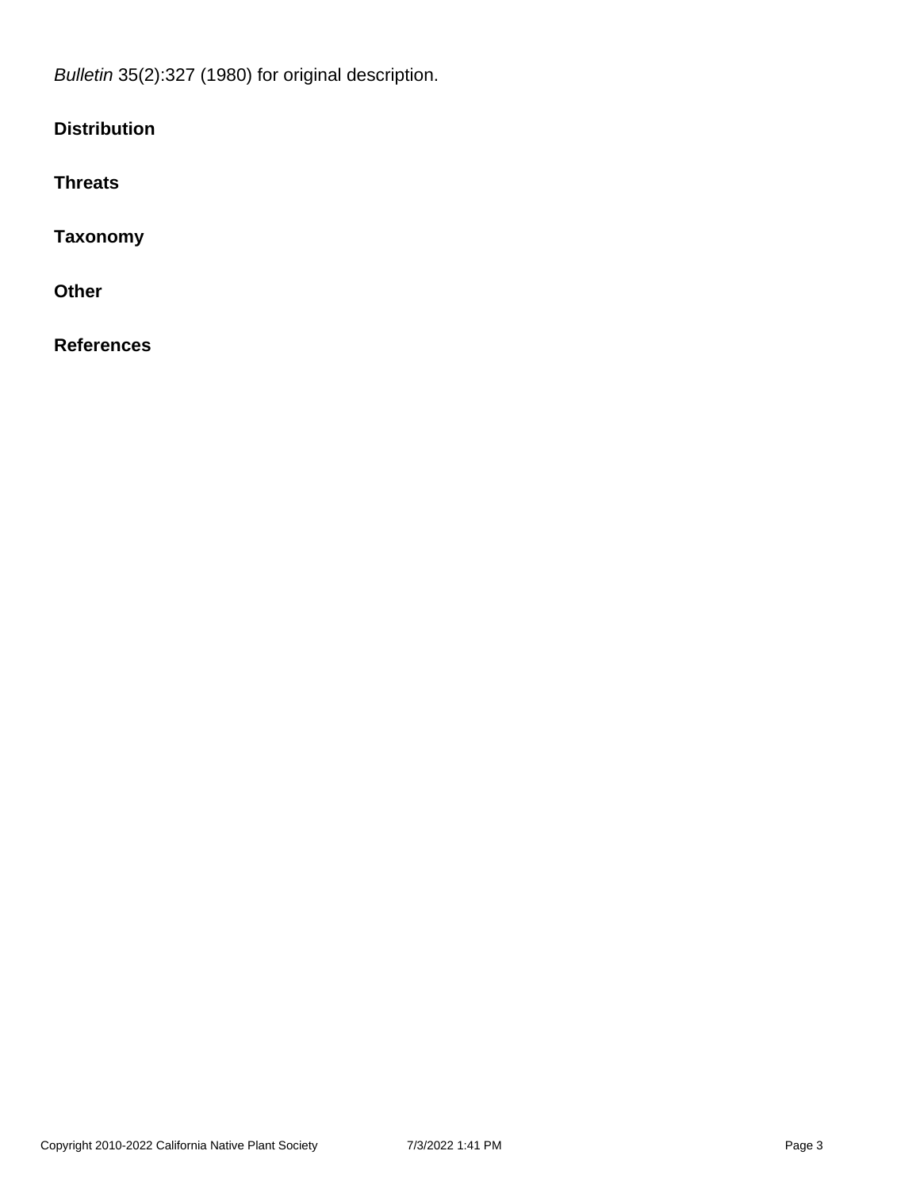*Bulletin* 35(2):327 (1980) for original description.

**Distribution**

**Threats**

**Taxonomy**

**Other**

**References**